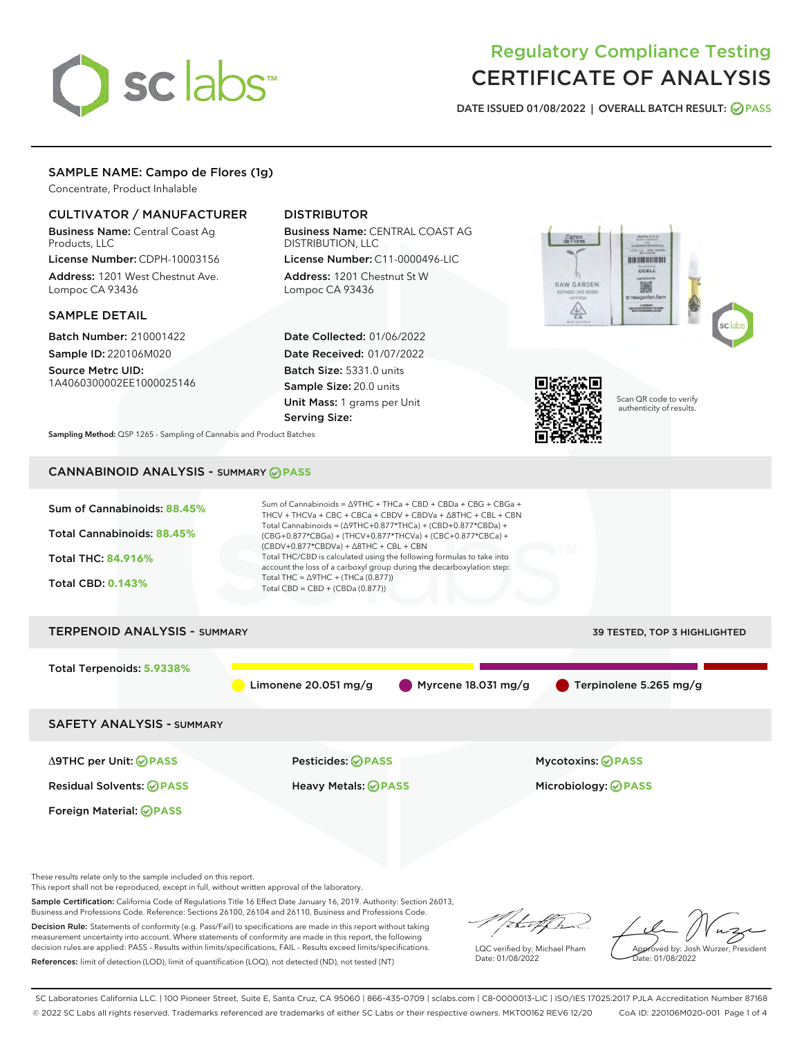# Regulatory Compliance Testing CERTIFICATE OF ANALYSIS

DATE ISSUED 01/08/2022 | OVERALL BATCH RESULT: PASS

## SAMPLE NAME: Campo de Flores (1g)

Concentrate, Product Inhalable

### CULTIVATOR / MANUFACTURER

**Business Name:** Central Coast Ag Products, LLC

**License Number:** CDPH-10003156

**Address:** 1201 West Chestnut Ave. Lompoc CA 93436

### DISTRIBUTOR

**Business Name:** CENTRAL COAST AG DISTRIBUTION, LLC

**License Number:** C11-0000496-LIC

**Address:** 1201 Chestnut St W Lompoc CA 93436

### SAMPLE DETAIL

**Batch Number:** 210001422

**Sample ID:** 220106M020

**Source Metrc UID:** 1A4060300002EE1000025146

**Date Collected:** 01/06/2022

**Date Received:** 01/07/2022

**Batch Size:** 5331.0 units

**Sample Size:** 20.0 units

**Unit Mass:** 1 grams per Unit

**Serving Size:**

Scan QR code to verify authenticity of results.

**Sampling Method:** QSP 1265 - Sampling of Cannabis and Product Batches

## CANNABINOID ANALYSIS - SUMMARY PASS

**Sum of Cannabinoids:** 88.45%

**Total Cannabinoids:** 88.45%

**Total THC:** 84.916%

**Total CBD:** 0.143%

Sum of Cannabinoids = Δ9THC + THCa + CBD + CBDa + CBG + CBGa + THCV + THCVa + CBC + CBCa + CBDV + CBDVa + Δ8THC + CBL + CBN

Total Cannabinoids = (Δ9THC+0.877*THCa) + (CBD+0.877*CBDa) + (CBG+0.877*CBGa) + (THCV+0.877*THCVa) + (CBC+0.877*CBCa) + (CBDV+0.877*CBDVa) + Δ8THC + CBL + CBN

Total THC/CBD is calculated using the following formulas to take into account the loss of a carboxyl group during the decarboxylation step:

Total THC = Δ9THC + (THCa (0.877))

Total CBD = CBD + (CBDa (0.877))

## TERPENOID ANALYSIS - SUMMARY

39 TESTED, TOP 3 HIGHLIGHTED

**Total Terpenoids:** 5.9338%

Limonene 20.051 mg/g | Myrcene 18.031 mg/g | Terpinolene 5.265 mg/g

## SAFETY ANALYSIS - SUMMARY

| | | |
|---|---|---|
| Δ9THC per Unit: PASS | Pesticides: PASS | Mycotoxins: PASS |
| Residual Solvents: PASS | Heavy Metals: PASS | Microbiology: PASS |
| Foreign Material: PASS | | |

These results relate only to the sample included on this report.
This report shall not be reproduced, except in full, without written approval of the laboratory.

**Sample Certification:** California Code of Regulations Title 16 Effect Date January 16, 2019. Authority: Section 26013, Business and Professions Code. Reference: Sections 26100, 26104 and 26110, Business and Professions Code.

**Decision Rule:** Statements of conformity (e.g. Pass/Fail) to specifications are made in this report without taking measurement uncertainty into account. Where statements of conformity are made in this report, the following decision rules are applied: PASS - Results within limits/specifications, FAIL - Results exceed limits/specifications.

**References:** limit of detection (LOD), limit of quantification (LOQ), not detected (ND), not tested (NT)

LQC verified by: Michael Pham
Date: 01/08/2022

Approved by: Josh Wurzer, President
Date: 01/08/2022

SC Laboratories California LLC. | 100 Pioneer Street, Suite E, Santa Cruz, CA 95060 | 866-435-0709 | sclabs.com | C8-0000013-LIC | ISO/IES 17025:2017 PJLA Accreditation Number 87168
© 2022 SC Labs all rights reserved. Trademarks referenced are trademarks of either SC Labs or their respective owners. MKT00162 REV6 12/20 CoA ID: 220106M020-001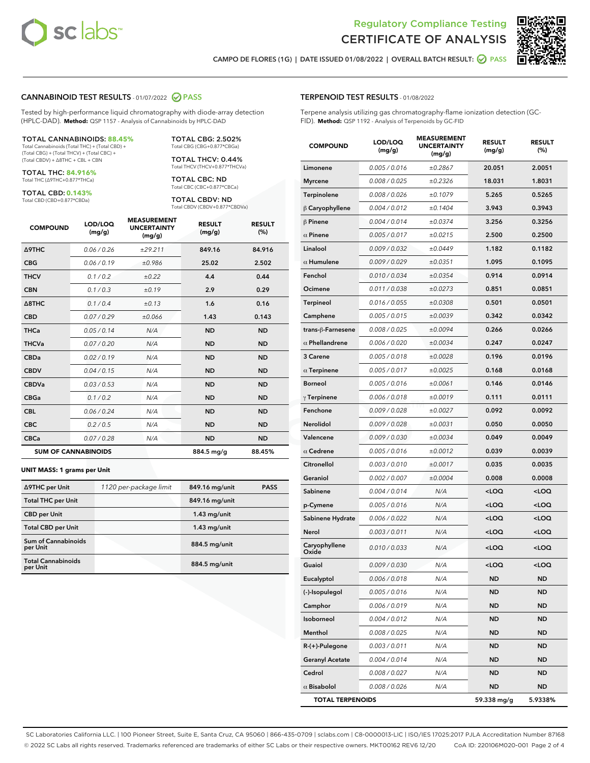# Regulatory Compliance Testing
# CERTIFICATE OF ANALYSIS

CAMPO DE FLORES (1G) | DATE ISSUED 01/08/2022 | OVERALL BATCH RESULT: PASS

## CANNABINOID TEST RESULTS - 01/07/2022 PASS

Tested by high-performance liquid chromatography with diode-array detection (HPLC-DAD). **Method:** QSP 1157 - Analysis of Cannabinoids by HPLC-DAD

**TOTAL CANNABINOIDS: 88.45%**
Total Cannabinoids (Total THC) + (Total CBD) + (Total CBG) + (Total THCV) + (Total CBC) + (Total CBDV) + Δ8THC + CBL + CBN

**TOTAL THC: 84.916%**
Total THC (Δ9THC+0.877*THCa)

**TOTAL CBD: 0.143%**
Total CBD (CBD+0.877*CBDa)

**TOTAL CBG: 2.502%**
Total CBG (CBG+0.877*CBGa)

**TOTAL THCV: 0.44%**
Total THCV (THCV+0.877*THCVa)

**TOTAL CBC: ND**
Total CBC (CBC+0.877*CBCa)

**TOTAL CBDV: ND**
Total CBDV (CBDV+0.877*CBDVa)

| COMPOUND | LOD/LOQ (mg/g) | MEASUREMENT UNCERTAINTY (mg/g) | RESULT (mg/g) | RESULT (%) |
|---|---|---|---|---|
| Δ9THC | 0.06 / 0.26 | ±29.211 | 849.16 | 84.916 |
| CBG | 0.06 / 0.19 | ±0.986 | 25.02 | 2.502 |
| THCV | 0.1 / 0.2 | ±0.22 | 4.4 | 0.44 |
| CBN | 0.1 / 0.3 | ±0.19 | 2.9 | 0.29 |
| Δ8THC | 0.1 / 0.4 | ±0.13 | 1.6 | 0.16 |
| CBD | 0.07 / 0.29 | ±0.066 | 1.43 | 0.143 |
| THCa | 0.05 / 0.14 | N/A | ND | ND |
| THCVa | 0.07 / 0.20 | N/A | ND | ND |
| CBDa | 0.02 / 0.19 | N/A | ND | ND |
| CBDV | 0.04 / 0.15 | N/A | ND | ND |
| CBDVa | 0.03 / 0.53 | N/A | ND | ND |
| CBGa | 0.1 / 0.2 | N/A | ND | ND |
| CBL | 0.06 / 0.24 | N/A | ND | ND |
| CBC | 0.2 / 0.5 | N/A | ND | ND |
| CBCa | 0.07 / 0.28 | N/A | ND | ND |
| **SUM OF CANNABINOIDS** | | | 884.5 mg/g | 88.45% |

**UNIT MASS: 1 grams per Unit**

| | | | |
|---|---|---|---|
| Δ9THC per Unit | 1120 per-package limit | 849.16 mg/unit | PASS |
| Total THC per Unit | | 849.16 mg/unit | |
| CBD per Unit | | 1.43 mg/unit | |
| Total CBD per Unit | | 1.43 mg/unit | |
| Sum of Cannabinoids per Unit | | 884.5 mg/unit | |
| Total Cannabinoids per Unit | | 884.5 mg/unit | |

## TERPENOID TEST RESULTS - 01/08/2022

Terpene analysis utilizing gas chromatography-flame ionization detection (GC-FID). **Method:** QSP 1192 - Analysis of Terpenoids by GC-FID

| COMPOUND | LOD/LOQ (mg/g) | MEASUREMENT UNCERTAINTY (mg/g) | RESULT (mg/g) | RESULT (%) |
|---|---|---|---|---|
| Limonene | 0.005 / 0.016 | ±0.2867 | 20.051 | 2.0051 |
| Myrcene | 0.008 / 0.025 | ±0.2326 | 18.031 | 1.8031 |
| Terpinolene | 0.008 / 0.026 | ±0.1079 | 5.265 | 0.5265 |
| β Caryophyllene | 0.004 / 0.012 | ±0.1404 | 3.943 | 0.3943 |
| β Pinene | 0.004 / 0.014 | ±0.0374 | 3.256 | 0.3256 |
| α Pinene | 0.005 / 0.017 | ±0.0215 | 2.500 | 0.2500 |
| Linalool | 0.009 / 0.032 | ±0.0449 | 1.182 | 0.1182 |
| α Humulene | 0.009 / 0.029 | ±0.0351 | 1.095 | 0.1095 |
| Fenchol | 0.010 / 0.034 | ±0.0354 | 0.914 | 0.0914 |
| Ocimene | 0.011 / 0.038 | ±0.0273 | 0.851 | 0.0851 |
| Terpineol | 0.016 / 0.055 | ±0.0308 | 0.501 | 0.0501 |
| Camphene | 0.005 / 0.015 | ±0.0039 | 0.342 | 0.0342 |
| trans-β-Farnesene | 0.008 / 0.025 | ±0.0094 | 0.266 | 0.0266 |
| α Phellandrene | 0.006 / 0.020 | ±0.0034 | 0.247 | 0.0247 |
| 3 Carene | 0.005 / 0.018 | ±0.0028 | 0.196 | 0.0196 |
| α Terpinene | 0.005 / 0.017 | ±0.0025 | 0.168 | 0.0168 |
| Borneol | 0.005 / 0.016 | ±0.0061 | 0.146 | 0.0146 |
| γ Terpinene | 0.006 / 0.018 | ±0.0019 | 0.111 | 0.0111 |
| Fenchone | 0.009 / 0.028 | ±0.0027 | 0.092 | 0.0092 |
| Nerolidol | 0.009 / 0.028 | ±0.0031 | 0.050 | 0.0050 |
| Valencene | 0.009 / 0.030 | ±0.0034 | 0.049 | 0.0049 |
| α Cedrene | 0.005 / 0.016 | ±0.0012 | 0.039 | 0.0039 |
| Citronellol | 0.003 / 0.010 | ±0.0017 | 0.035 | 0.0035 |
| Geraniol | 0.002 / 0.007 | ±0.0004 | 0.008 | 0.0008 |
| Sabinene | 0.004 / 0.014 | N/A | <LOQ | <LOQ |
| p-Cymene | 0.005 / 0.016 | N/A | <LOQ | <LOQ |
| Sabinene Hydrate | 0.006 / 0.022 | N/A | <LOQ | <LOQ |
| Nerol | 0.003 / 0.011 | N/A | <LOQ | <LOQ |
| Caryophyllene Oxide | 0.010 / 0.033 | N/A | <LOQ | <LOQ |
| Guaiol | 0.009 / 0.030 | N/A | <LOQ | <LOQ |
| Eucalyptol | 0.006 / 0.018 | N/A | ND | ND |
| (-)-Isopulegol | 0.005 / 0.016 | N/A | ND | ND |
| Camphor | 0.006 / 0.019 | N/A | ND | ND |
| Isoborneol | 0.004 / 0.012 | N/A | ND | ND |
| Menthol | 0.008 / 0.025 | N/A | ND | ND |
| R-(+)-Pulegone | 0.003 / 0.011 | N/A | ND | ND |
| Geranyl Acetate | 0.004 / 0.014 | N/A | ND | ND |
| Cedrol | 0.008 / 0.027 | N/A | ND | ND |
| α Bisabolol | 0.008 / 0.026 | N/A | ND | ND |
| **TOTAL TERPENOIDS** | | | 59.338 mg/g | 5.9338% |

SC Laboratories California LLC. | 100 Pioneer Street, Suite E, Santa Cruz, CA 95060 | 866-435-0709 | sclabs.com | C8-0000013-LIC | ISO/IES 17025:2017 PJLA Accreditation Number 87168
© 2022 SC Labs all rights reserved. Trademarks referenced are trademarks of either SC Labs or their respective owners. MKT00162 REV6 12/20 CoA ID: 220106M020-001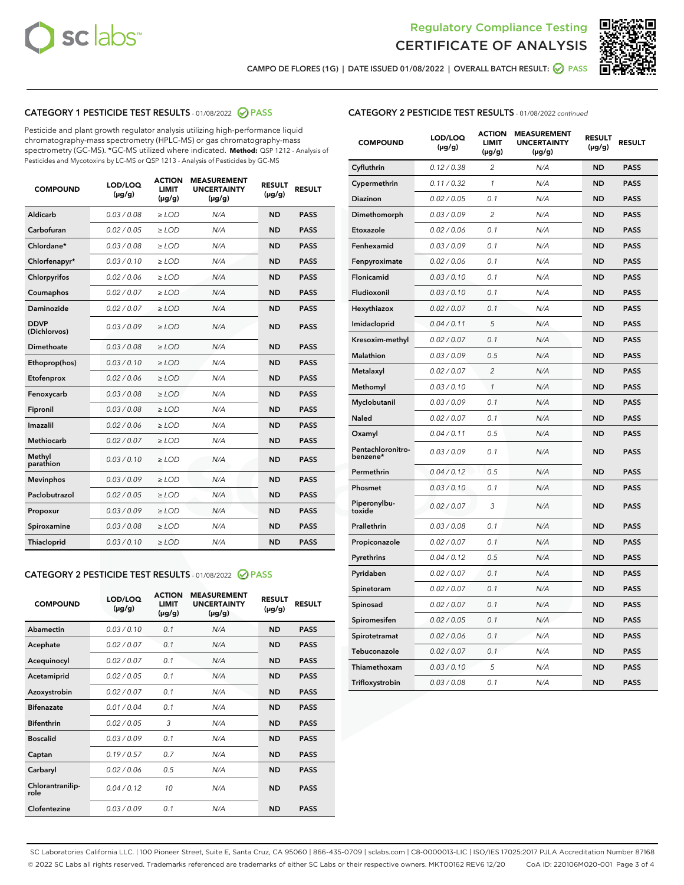Regulatory Compliance Testing

CERTIFICATE OF ANALYSIS

CAMPO DE FLORES (1G) | DATE ISSUED 01/08/2022 | OVERALL BATCH RESULT: PASS

## CATEGORY 1 PESTICIDE TEST RESULTS - 01/08/2022 PASS

Pesticide and plant growth regulator analysis utilizing high-performance liquid chromatography-mass spectrometry (HPLC-MS) or gas chromatography-mass spectrometry (GC-MS). *GC-MS utilized where indicated. **Method:** QSP 1212 - Analysis of Pesticides and Mycotoxins by LC-MS or QSP 1213 - Analysis of Pesticides by GC-MS

| COMPOUND | LOD/LOQ (µg/g) | ACTION LIMIT (µg/g) | MEASUREMENT UNCERTAINTY (µg/g) | RESULT (µg/g) | RESULT |
|---|---|---|---|---|---|
| Aldicarb | 0.03 / 0.08 | ≥ LOD | N/A | ND | PASS |
| Carbofuran | 0.02 / 0.05 | ≥ LOD | N/A | ND | PASS |
| Chlordane* | 0.03 / 0.08 | ≥ LOD | N/A | ND | PASS |
| Chlorfenapyr* | 0.03 / 0.10 | ≥ LOD | N/A | ND | PASS |
| Chlorpyrifos | 0.02 / 0.06 | ≥ LOD | N/A | ND | PASS |
| Coumaphos | 0.02 / 0.07 | ≥ LOD | N/A | ND | PASS |
| Daminozide | 0.02 / 0.07 | ≥ LOD | N/A | ND | PASS |
| DDVP (Dichlorvos) | 0.03 / 0.09 | ≥ LOD | N/A | ND | PASS |
| Dimethoate | 0.03 / 0.08 | ≥ LOD | N/A | ND | PASS |
| Ethoprop(hos) | 0.03 / 0.10 | ≥ LOD | N/A | ND | PASS |
| Etofenprox | 0.02 / 0.06 | ≥ LOD | N/A | ND | PASS |
| Fenoxycarb | 0.03 / 0.08 | ≥ LOD | N/A | ND | PASS |
| Fipronil | 0.03 / 0.08 | ≥ LOD | N/A | ND | PASS |
| Imazalil | 0.02 / 0.06 | ≥ LOD | N/A | ND | PASS |
| Methiocarb | 0.02 / 0.07 | ≥ LOD | N/A | ND | PASS |
| Methyl parathion | 0.03 / 0.10 | ≥ LOD | N/A | ND | PASS |
| Mevinphos | 0.03 / 0.09 | ≥ LOD | N/A | ND | PASS |
| Paclobutrazol | 0.02 / 0.05 | ≥ LOD | N/A | ND | PASS |
| Propoxur | 0.03 / 0.09 | ≥ LOD | N/A | ND | PASS |
| Spiroxamine | 0.03 / 0.08 | ≥ LOD | N/A | ND | PASS |
| Thiacloprid | 0.03 / 0.10 | ≥ LOD | N/A | ND | PASS |

## CATEGORY 2 PESTICIDE TEST RESULTS - 01/08/2022 PASS

| COMPOUND | LOD/LOQ (µg/g) | ACTION LIMIT (µg/g) | MEASUREMENT UNCERTAINTY (µg/g) | RESULT (µg/g) | RESULT |
|---|---|---|---|---|---|
| Abamectin | 0.03 / 0.10 | 0.1 | N/A | ND | PASS |
| Acephate | 0.02 / 0.07 | 0.1 | N/A | ND | PASS |
| Acequinocyl | 0.02 / 0.07 | 0.1 | N/A | ND | PASS |
| Acetamiprid | 0.02 / 0.05 | 0.1 | N/A | ND | PASS |
| Azoxystrobin | 0.02 / 0.07 | 0.1 | N/A | ND | PASS |
| Bifenazate | 0.01 / 0.04 | 0.1 | N/A | ND | PASS |
| Bifenthrin | 0.02 / 0.05 | 3 | N/A | ND | PASS |
| Boscalid | 0.03 / 0.09 | 0.1 | N/A | ND | PASS |
| Captan | 0.19 / 0.57 | 0.7 | N/A | ND | PASS |
| Carbaryl | 0.02 / 0.06 | 0.5 | N/A | ND | PASS |
| Chlorantraniliprole | 0.04 / 0.12 | 10 | N/A | ND | PASS |
| Clofentezine | 0.03 / 0.09 | 0.1 | N/A | ND | PASS |
| Cyfluthrin | 0.12 / 0.38 | 2 | N/A | ND | PASS |
| Cypermethrin | 0.11 / 0.32 | 1 | N/A | ND | PASS |
| Diazinon | 0.02 / 0.05 | 0.1 | N/A | ND | PASS |
| Dimethomorph | 0.03 / 0.09 | 2 | N/A | ND | PASS |
| Etoxazole | 0.02 / 0.06 | 0.1 | N/A | ND | PASS |
| Fenhexamid | 0.03 / 0.09 | 0.1 | N/A | ND | PASS |
| Fenpyroximate | 0.02 / 0.06 | 0.1 | N/A | ND | PASS |
| Flonicamid | 0.03 / 0.10 | 0.1 | N/A | ND | PASS |
| Fludioxonil | 0.03 / 0.10 | 0.1 | N/A | ND | PASS |
| Hexythiazox | 0.02 / 0.07 | 0.1 | N/A | ND | PASS |
| Imidacloprid | 0.04 / 0.11 | 5 | N/A | ND | PASS |
| Kresoxim-methyl | 0.02 / 0.07 | 0.1 | N/A | ND | PASS |
| Malathion | 0.03 / 0.09 | 0.5 | N/A | ND | PASS |
| Metalaxyl | 0.02 / 0.07 | 2 | N/A | ND | PASS |
| Methomyl | 0.03 / 0.10 | 1 | N/A | ND | PASS |
| Myclobutanil | 0.03 / 0.09 | 0.1 | N/A | ND | PASS |
| Naled | 0.02 / 0.07 | 0.1 | N/A | ND | PASS |
| Oxamyl | 0.04 / 0.11 | 0.5 | N/A | ND | PASS |
| Pentachloronitrobenzene* | 0.03 / 0.09 | 0.1 | N/A | ND | PASS |
| Permethrin | 0.04 / 0.12 | 0.5 | N/A | ND | PASS |
| Phosmet | 0.03 / 0.10 | 0.1 | N/A | ND | PASS |
| Piperonylbutoxide | 0.02 / 0.07 | 3 | N/A | ND | PASS |
| Prallethrin | 0.03 / 0.08 | 0.1 | N/A | ND | PASS |
| Propiconazole | 0.02 / 0.07 | 0.1 | N/A | ND | PASS |
| Pyrethrins | 0.04 / 0.12 | 0.5 | N/A | ND | PASS |
| Pyridaben | 0.02 / 0.07 | 0.1 | N/A | ND | PASS |
| Spinetoram | 0.02 / 0.07 | 0.1 | N/A | ND | PASS |
| Spinosad | 0.02 / 0.07 | 0.1 | N/A | ND | PASS |
| Spiromesifen | 0.02 / 0.05 | 0.1 | N/A | ND | PASS |
| Spirotetramat | 0.02 / 0.06 | 0.1 | N/A | ND | PASS |
| Tebuconazole | 0.02 / 0.07 | 0.1 | N/A | ND | PASS |
| Thiamethoxam | 0.03 / 0.10 | 5 | N/A | ND | PASS |
| Trifloxystrobin | 0.03 / 0.08 | 0.1 | N/A | ND | PASS |

SC Laboratories California LLC. | 100 Pioneer Street, Suite E, Santa Cruz, CA 95060 | 866-435-0709 | sclabs.com | C8-0000013-LIC | ISO/IES 17025:2017 PJLA Accreditation Number 87168
© 2022 SC Labs all rights reserved. Trademarks referenced are trademarks of either SC Labs or their respective owners. MKT00162 REV6 12/20 CoA ID: 220106M020-001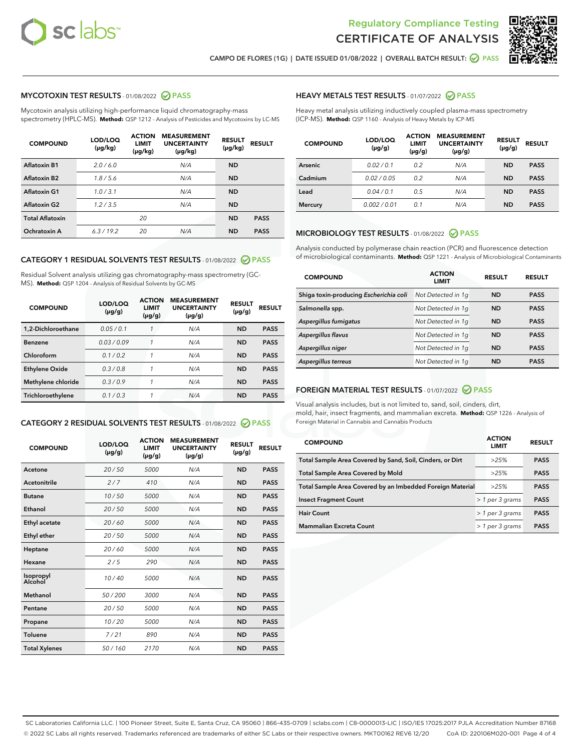Regulatory Compliance Testing
CERTIFICATE OF ANALYSIS

CAMPO DE FLORES (1G) | DATE ISSUED 01/08/2022 | OVERALL BATCH RESULT: PASS

## MYCOTOXIN TEST RESULTS - 01/08/2022 PASS

Mycotoxin analysis utilizing high-performance liquid chromatography-mass spectrometry (HPLC-MS). **Method:** QSP 1212 - Analysis of Pesticides and Mycotoxins by LC-MS

| COMPOUND | LOD/LOQ (µg/kg) | ACTION LIMIT (µg/kg) | MEASUREMENT UNCERTAINTY (µg/kg) | RESULT (µg/kg) | RESULT |
|---|---|---|---|---|---|
| Aflatoxin B1 | 2.0 / 6.0 | | N/A | ND | |
| Aflatoxin B2 | 1.8 / 5.6 | | N/A | ND | |
| Aflatoxin G1 | 1.0 / 3.1 | | N/A | ND | |
| Aflatoxin G2 | 1.2 / 3.5 | | N/A | ND | |
| Total Aflatoxin | | 20 | | ND | PASS |
| Ochratoxin A | 6.3 / 19.2 | 20 | N/A | ND | PASS |

## CATEGORY 1 RESIDUAL SOLVENTS TEST RESULTS - 01/08/2022 PASS

Residual Solvent analysis utilizing gas chromatography-mass spectrometry (GC-MS). **Method:** QSP 1204 - Analysis of Residual Solvents by GC-MS

| COMPOUND | LOD/LOQ (µg/g) | ACTION LIMIT (µg/g) | MEASUREMENT UNCERTAINTY (µg/g) | RESULT (µg/g) | RESULT |
|---|---|---|---|---|---|
| 1,2-Dichloroethane | 0.05 / 0.1 | 1 | N/A | ND | PASS |
| Benzene | 0.03 / 0.09 | 1 | N/A | ND | PASS |
| Chloroform | 0.1 / 0.2 | 1 | N/A | ND | PASS |
| Ethylene Oxide | 0.3 / 0.8 | 1 | N/A | ND | PASS |
| Methylene chloride | 0.3 / 0.9 | 1 | N/A | ND | PASS |
| Trichloroethylene | 0.1 / 0.3 | 1 | N/A | ND | PASS |

## CATEGORY 2 RESIDUAL SOLVENTS TEST RESULTS - 01/08/2022 PASS

| COMPOUND | LOD/LOQ (µg/g) | ACTION LIMIT (µg/g) | MEASUREMENT UNCERTAINTY (µg/g) | RESULT (µg/g) | RESULT |
|---|---|---|---|---|---|
| Acetone | 20 / 50 | 5000 | N/A | ND | PASS |
| Acetonitrile | 2 / 7 | 410 | N/A | ND | PASS |
| Butane | 10 / 50 | 5000 | N/A | ND | PASS |
| Ethanol | 20 / 50 | 5000 | N/A | ND | PASS |
| Ethyl acetate | 20 / 60 | 5000 | N/A | ND | PASS |
| Ethyl ether | 20 / 50 | 5000 | N/A | ND | PASS |
| Heptane | 20 / 60 | 5000 | N/A | ND | PASS |
| Hexane | 2 / 5 | 290 | N/A | ND | PASS |
| Isopropyl Alcohol | 10 / 40 | 5000 | N/A | ND | PASS |
| Methanol | 50 / 200 | 3000 | N/A | ND | PASS |
| Pentane | 20 / 50 | 5000 | N/A | ND | PASS |
| Propane | 10 / 20 | 5000 | N/A | ND | PASS |
| Toluene | 7 / 21 | 890 | N/A | ND | PASS |
| Total Xylenes | 50 / 160 | 2170 | N/A | ND | PASS |

## HEAVY METALS TEST RESULTS - 01/07/2022 PASS

Heavy metal analysis utilizing inductively coupled plasma-mass spectrometry (ICP-MS). **Method:** QSP 1160 - Analysis of Heavy Metals by ICP-MS

| COMPOUND | LOD/LOQ (µg/g) | ACTION LIMIT (µg/g) | MEASUREMENT UNCERTAINTY (µg/g) | RESULT (µg/g) | RESULT |
|---|---|---|---|---|---|
| Arsenic | 0.02 / 0.1 | 0.2 | N/A | ND | PASS |
| Cadmium | 0.02 / 0.05 | 0.2 | N/A | ND | PASS |
| Lead | 0.04 / 0.1 | 0.5 | N/A | ND | PASS |
| Mercury | 0.002 / 0.01 | 0.1 | N/A | ND | PASS |

## MICROBIOLOGY TEST RESULTS - 01/08/2022 PASS

Analysis conducted by polymerase chain reaction (PCR) and fluorescence detection of microbiological contaminants. **Method:** QSP 1221 - Analysis of Microbiological Contaminants

| COMPOUND | ACTION LIMIT | RESULT | RESULT |
|---|---|---|---|
| Shiga toxin-producing *Escherichia coli* | Not Detected in 1g | ND | PASS |
| *Salmonella* spp. | Not Detected in 1g | ND | PASS |
| *Aspergillus fumigatus* | Not Detected in 1g | ND | PASS |
| *Aspergillus flavus* | Not Detected in 1g | ND | PASS |
| *Aspergillus niger* | Not Detected in 1g | ND | PASS |
| *Aspergillus terreus* | Not Detected in 1g | ND | PASS |

## FOREIGN MATERIAL TEST RESULTS - 01/07/2022 PASS

Visual analysis includes, but is not limited to, sand, soil, cinders, dirt, mold, hair, insect fragments, and mammalian excreta. **Method:** QSP 1226 - Analysis of Foreign Material in Cannabis and Cannabis Products

| COMPOUND | ACTION LIMIT | RESULT |
|---|---|---|
| Total Sample Area Covered by Sand, Soil, Cinders, or Dirt | >25% | PASS |
| Total Sample Area Covered by Mold | >25% | PASS |
| Total Sample Area Covered by an Imbedded Foreign Material | >25% | PASS |
| Insect Fragment Count | > 1 per 3 grams | PASS |
| Hair Count | > 1 per 3 grams | PASS |
| Mammalian Excreta Count | > 1 per 3 grams | PASS |

SC Laboratories California LLC. | 100 Pioneer Street, Suite E, Santa Cruz, CA 95060 | 866-435-0709 | sclabs.com | C8-0000013-LIC | ISO/IES 17025:2017 PJLA Accreditation Number 87168
© 2022 SC Labs all rights reserved. Trademarks referenced are trademarks of either SC Labs or their respective owners. MKT00162 REV6 12/20 CoA ID: 220106M020-001